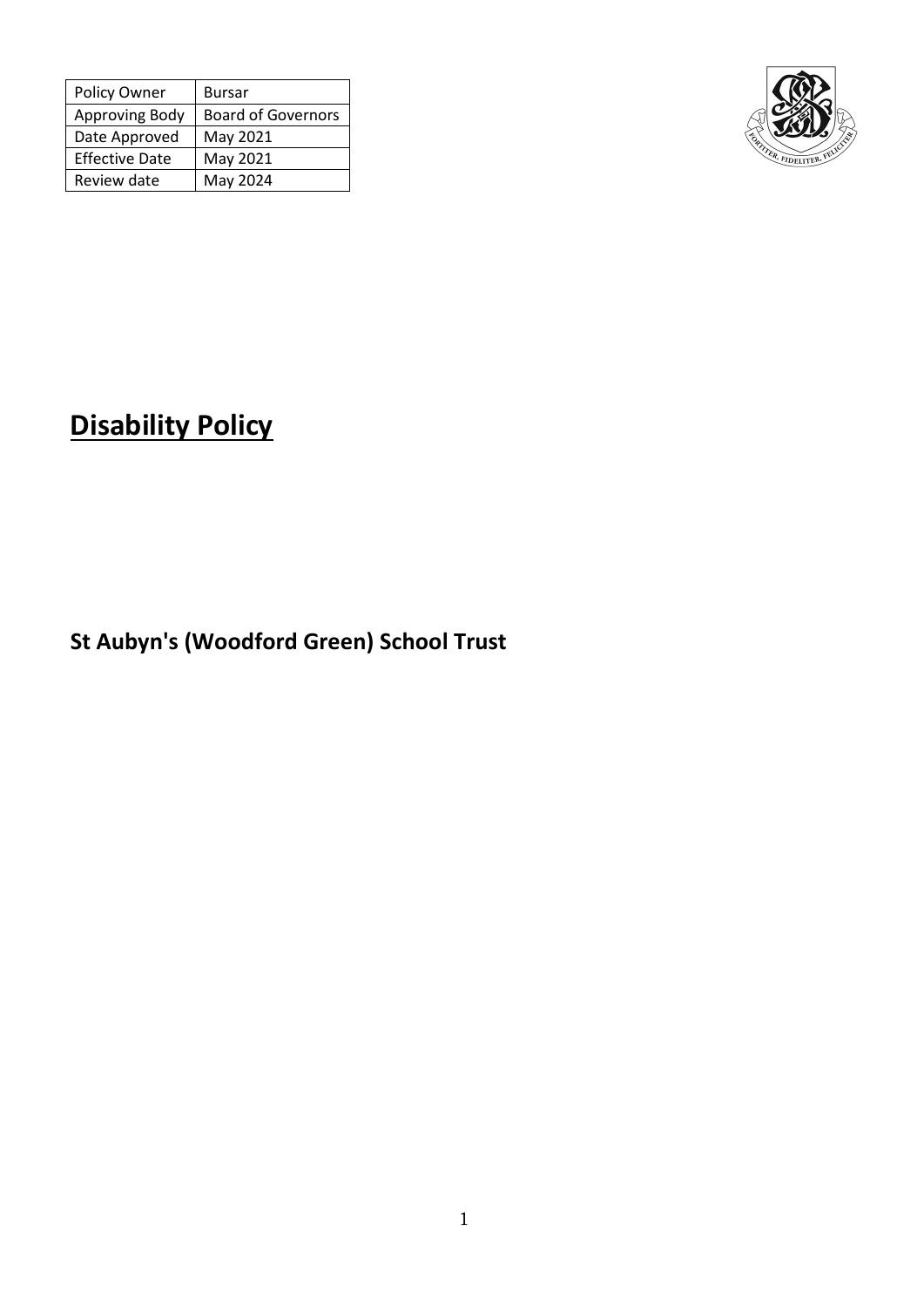| Policy Owner | Bursar |
| --- | --- |
| Approving Body | Board of Governors |
| Date Approved | May 2021 |
| Effective Date | May 2021 |
| Review date | May 2024 |

# Disability Policy

## St Aubyn's (Woodford Green) School Trust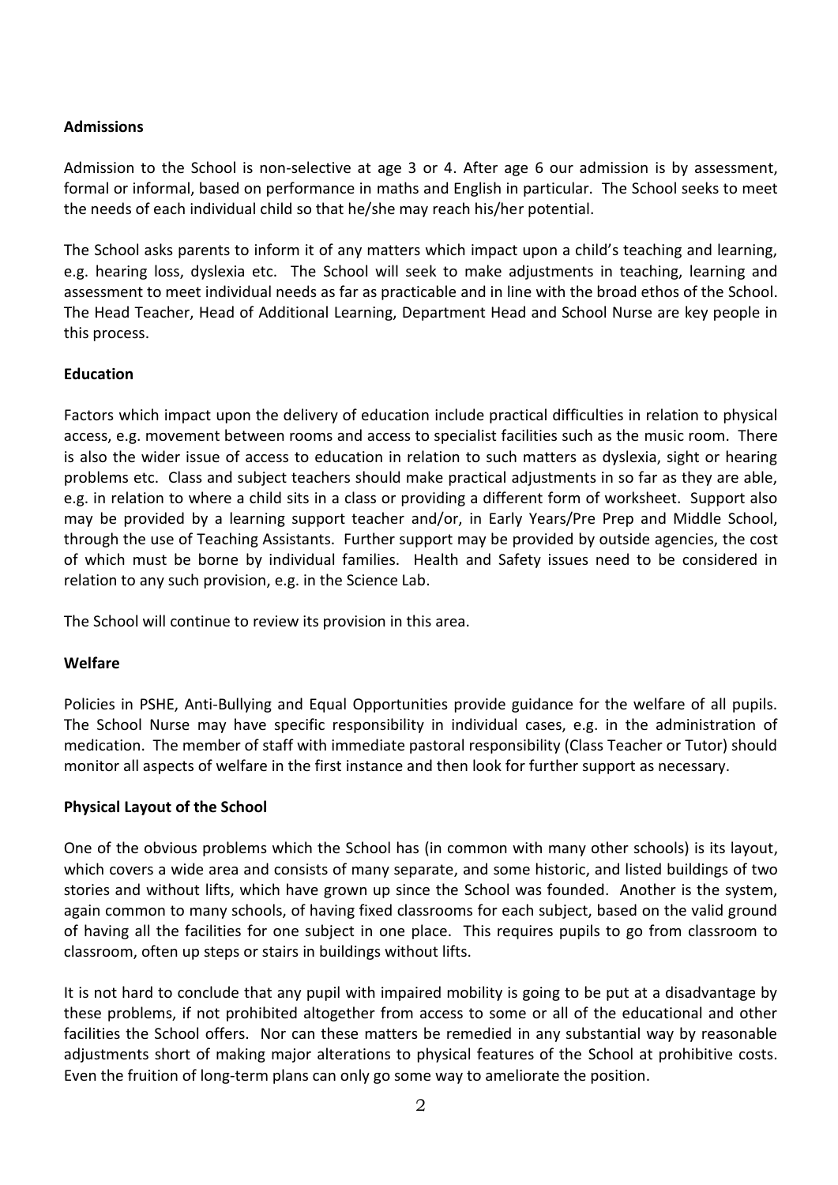**Admissions**

Admission to the School is non-selective at age 3 or 4. After age 6 our admission is by assessment, formal or informal, based on performance in maths and English in particular. The School seeks to meet the needs of each individual child so that he/she may reach his/her potential.

The School asks parents to inform it of any matters which impact upon a child's teaching and learning, e.g. hearing loss, dyslexia etc. The School will seek to make adjustments in teaching, learning and assessment to meet individual needs as far as practicable and in line with the broad ethos of the School. The Head Teacher, Head of Additional Learning, Department Head and School Nurse are key people in this process.

**Education**

Factors which impact upon the delivery of education include practical difficulties in relation to physical access, e.g. movement between rooms and access to specialist facilities such as the music room. There is also the wider issue of access to education in relation to such matters as dyslexia, sight or hearing problems etc. Class and subject teachers should make practical adjustments in so far as they are able, e.g. in relation to where a child sits in a class or providing a different form of worksheet. Support also may be provided by a learning support teacher and/or, in Early Years/Pre Prep and Middle School, through the use of Teaching Assistants. Further support may be provided by outside agencies, the cost of which must be borne by individual families. Health and Safety issues need to be considered in relation to any such provision, e.g. in the Science Lab.

The School will continue to review its provision in this area.

**Welfare**

Policies in PSHE, Anti-Bullying and Equal Opportunities provide guidance for the welfare of all pupils. The School Nurse may have specific responsibility in individual cases, e.g. in the administration of medication. The member of staff with immediate pastoral responsibility (Class Teacher or Tutor) should monitor all aspects of welfare in the first instance and then look for further support as necessary.

**Physical Layout of the School**

One of the obvious problems which the School has (in common with many other schools) is its layout, which covers a wide area and consists of many separate, and some historic, and listed buildings of two stories and without lifts, which have grown up since the School was founded. Another is the system, again common to many schools, of having fixed classrooms for each subject, based on the valid ground of having all the facilities for one subject in one place. This requires pupils to go from classroom to classroom, often up steps or stairs in buildings without lifts.

It is not hard to conclude that any pupil with impaired mobility is going to be put at a disadvantage by these problems, if not prohibited altogether from access to some or all of the educational and other facilities the School offers. Nor can these matters be remedied in any substantial way by reasonable adjustments short of making major alterations to physical features of the School at prohibitive costs. Even the fruition of long-term plans can only go some way to ameliorate the position.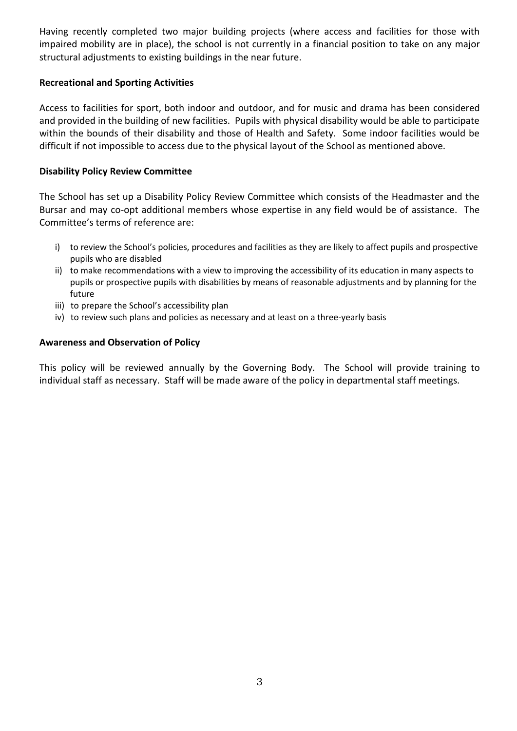Having recently completed two major building projects (where access and facilities for those with impaired mobility are in place), the school is not currently in a financial position to take on any major structural adjustments to existing buildings in the near future.

**Recreational and Sporting Activities**

Access to facilities for sport, both indoor and outdoor, and for music and drama has been considered and provided in the building of new facilities. Pupils with physical disability would be able to participate within the bounds of their disability and those of Health and Safety. Some indoor facilities would be difficult if not impossible to access due to the physical layout of the School as mentioned above.

**Disability Policy Review Committee**

The School has set up a Disability Policy Review Committee which consists of the Headmaster and the Bursar and may co-opt additional members whose expertise in any field would be of assistance. The Committee's terms of reference are:

i) to review the School's policies, procedures and facilities as they are likely to affect pupils and prospective pupils who are disabled
ii) to make recommendations with a view to improving the accessibility of its education in many aspects to pupils or prospective pupils with disabilities by means of reasonable adjustments and by planning for the future
iii) to prepare the School's accessibility plan
iv) to review such plans and policies as necessary and at least on a three-yearly basis

**Awareness and Observation of Policy**

This policy will be reviewed annually by the Governing Body. The School will provide training to individual staff as necessary. Staff will be made aware of the policy in departmental staff meetings.